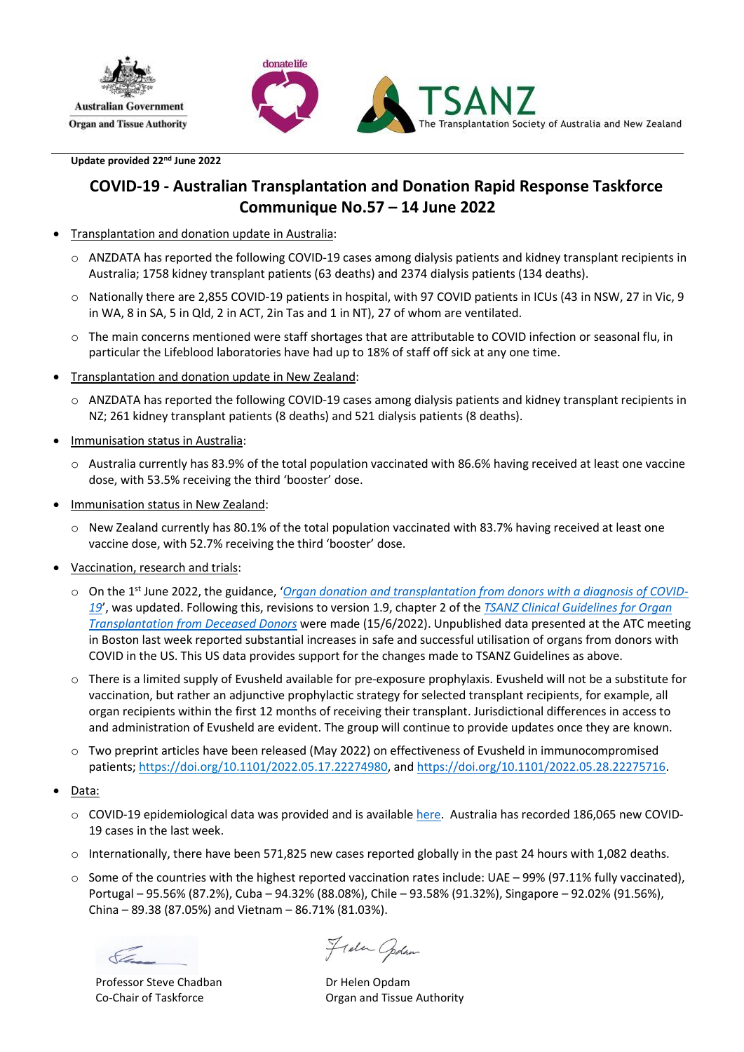Australian Government
Organ and Tissue Authority

donatelife

TSANZ
The Transplantation Society of Australia and New Zealand

**Update provided 22nd June 2022**

# COVID-19 - Australian Transplantation and Donation Rapid Response Taskforce Communique No.57 – 14 June 2022

- Transplantation and donation update in Australia:
  - ANZDATA has reported the following COVID-19 cases among dialysis patients and kidney transplant recipients in Australia; 1758 kidney transplant patients (63 deaths) and 2374 dialysis patients (134 deaths).
  - Nationally there are 2,855 COVID-19 patients in hospital, with 97 COVID patients in ICUs (43 in NSW, 27 in Vic, 9 in WA, 8 in SA, 5 in Qld, 2 in ACT, 2in Tas and 1 in NT), 27 of whom are ventilated.
  - The main concerns mentioned were staff shortages that are attributable to COVID infection or seasonal flu, in particular the Lifeblood laboratories have had up to 18% of staff off sick at any one time.
- Transplantation and donation update in New Zealand:
  - ANZDATA has reported the following COVID-19 cases among dialysis patients and kidney transplant recipients in NZ; 261 kidney transplant patients (8 deaths) and 521 dialysis patients (8 deaths).
- Immunisation status in Australia:
  - Australia currently has 83.9% of the total population vaccinated with 86.6% having received at least one vaccine dose, with 53.5% receiving the third 'booster' dose.
- Immunisation status in New Zealand:
  - New Zealand currently has 80.1% of the total population vaccinated with 83.7% having received at least one vaccine dose, with 52.7% receiving the third 'booster' dose.
- Vaccination, research and trials:
  - On the 1st June 2022, the guidance, '*Organ donation and transplantation from donors with a diagnosis of COVID-19*', was updated. Following this, revisions to version 1.9, chapter 2 of the *TSANZ Clinical Guidelines for Organ Transplantation from Deceased Donors* were made (15/6/2022). Unpublished data presented at the ATC meeting in Boston last week reported substantial increases in safe and successful utilisation of organs from donors with COVID in the US. This US data provides support for the changes made to TSANZ Guidelines as above.
  - There is a limited supply of Evusheld available for pre-exposure prophylaxis. Evusheld will not be a substitute for vaccination, but rather an adjunctive prophylactic strategy for selected transplant recipients, for example, all organ recipients within the first 12 months of receiving their transplant. Jurisdictional differences in access to and administration of Evusheld are evident. The group will continue to provide updates once they are known.
  - Two preprint articles have been released (May 2022) on effectiveness of Evusheld in immunocompromised patients; https://doi.org/10.1101/2022.05.17.22274980, and https://doi.org/10.1101/2022.05.28.22275716.
- Data:
  - COVID-19 epidemiological data was provided and is available here. Australia has recorded 186,065 new COVID-19 cases in the last week.
  - Internationally, there have been 571,825 new cases reported globally in the past 24 hours with 1,082 deaths.
  - Some of the countries with the highest reported vaccination rates include: UAE – 99% (97.11% fully vaccinated), Portugal – 95.56% (87.2%), Cuba – 94.32% (88.08%), Chile – 93.58% (91.32%), Singapore – 92.02% (91.56%), China – 89.38 (87.05%) and Vietnam – 86.71% (81.03%).

Professor Steve Chadban
Co-Chair of Taskforce

Dr Helen Opdam
Organ and Tissue Authority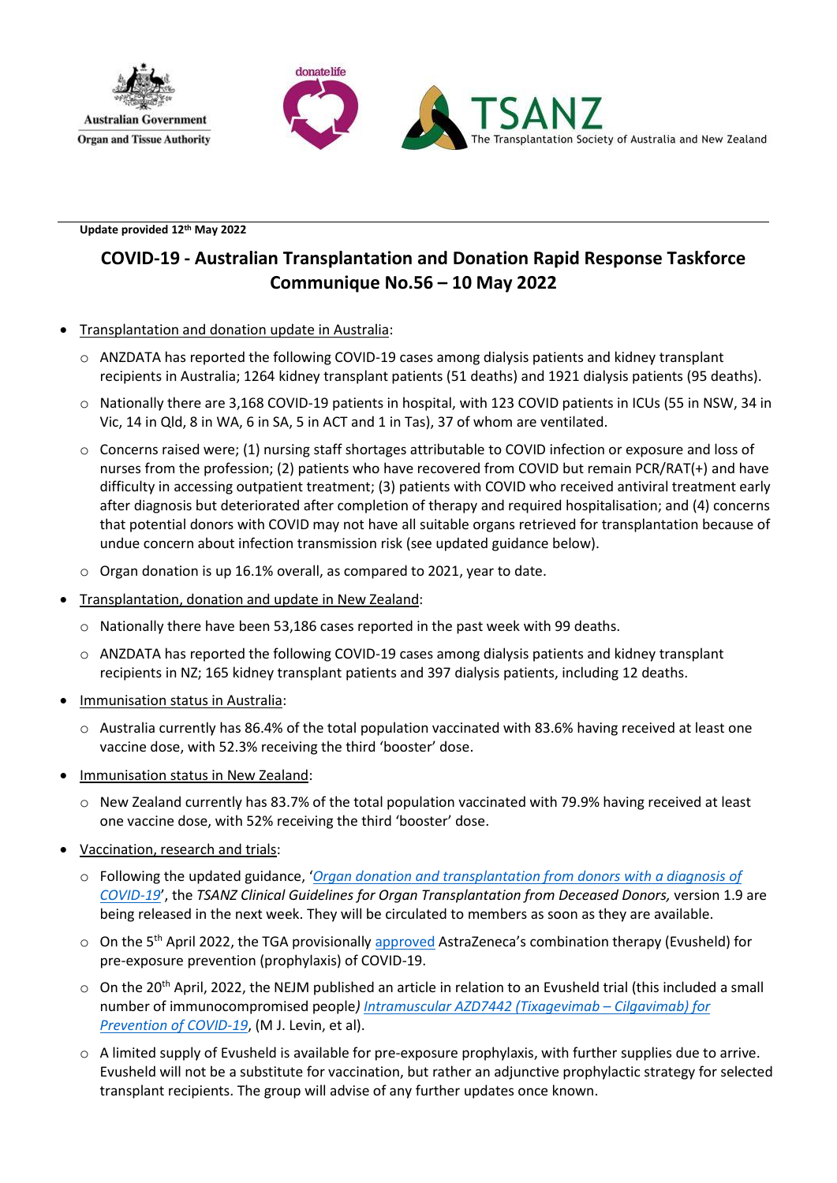Update provided 12th May 2022

# COVID-19 - Australian Transplantation and Donation Rapid Response Taskforce Communique No.56 – 10 May 2022

- Transplantation and donation update in Australia:
  - ANZDATA has reported the following COVID-19 cases among dialysis patients and kidney transplant recipients in Australia; 1264 kidney transplant patients (51 deaths) and 1921 dialysis patients (95 deaths).
  - Nationally there are 3,168 COVID-19 patients in hospital, with 123 COVID patients in ICUs (55 in NSW, 34 in Vic, 14 in Qld, 8 in WA, 6 in SA, 5 in ACT and 1 in Tas), 37 of whom are ventilated.
  - Concerns raised were; (1) nursing staff shortages attributable to COVID infection or exposure and loss of nurses from the profession; (2) patients who have recovered from COVID but remain PCR/RAT(+) and have difficulty in accessing outpatient treatment; (3) patients with COVID who received antiviral treatment early after diagnosis but deteriorated after completion of therapy and required hospitalisation; and (4) concerns that potential donors with COVID may not have all suitable organs retrieved for transplantation because of undue concern about infection transmission risk (see updated guidance below).
  - Organ donation is up 16.1% overall, as compared to 2021, year to date.
- Transplantation, donation and update in New Zealand:
  - Nationally there have been 53,186 cases reported in the past week with 99 deaths.
  - ANZDATA has reported the following COVID-19 cases among dialysis patients and kidney transplant recipients in NZ; 165 kidney transplant patients and 397 dialysis patients, including 12 deaths.
- Immunisation status in Australia:
  - Australia currently has 86.4% of the total population vaccinated with 83.6% having received at least one vaccine dose, with 52.3% receiving the third 'booster' dose.
- Immunisation status in New Zealand:
  - New Zealand currently has 83.7% of the total population vaccinated with 79.9% having received at least one vaccine dose, with 52% receiving the third 'booster' dose.
- Vaccination, research and trials:
  - Following the updated guidance, '*Organ donation and transplantation from donors with a diagnosis of COVID-19*', the *TSANZ Clinical Guidelines for Organ Transplantation from Deceased Donors,* version 1.9 are being released in the next week. They will be circulated to members as soon as they are available.
  - On the 5th April 2022, the TGA provisionally approved AstraZeneca's combination therapy (Evusheld) for pre-exposure prevention (prophylaxis) of COVID-19.
  - On the 20th April, 2022, the NEJM published an article in relation to an Evusheld trial (this included a small number of immunocompromised people*) Intramuscular AZD7442 (Tixagevimab – Cilgavimab) for Prevention of COVID-19*, (M J. Levin, et al).
  - A limited supply of Evusheld is available for pre-exposure prophylaxis, with further supplies due to arrive. Evusheld will not be a substitute for vaccination, but rather an adjunctive prophylactic strategy for selected transplant recipients. The group will advise of any further updates once known.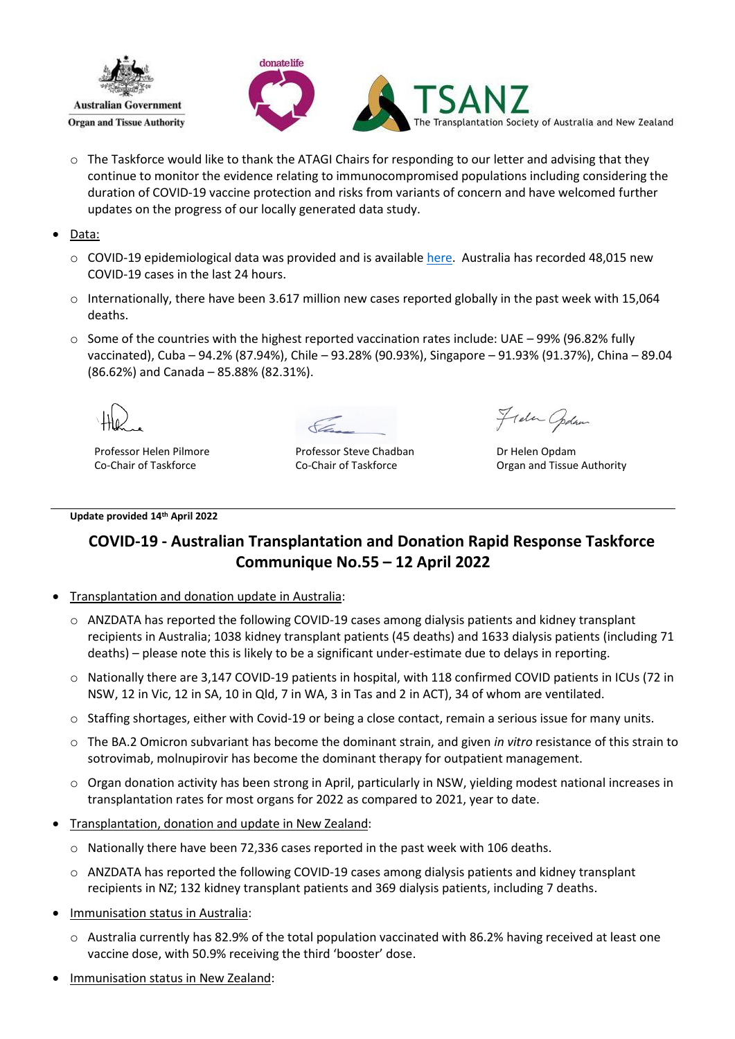- The Taskforce would like to thank the ATAGI Chairs for responding to our letter and advising that they continue to monitor the evidence relating to immunocompromised populations including considering the duration of COVID-19 vaccine protection and risks from variants of concern and have welcomed further updates on the progress of our locally generated data study.

- Data:
  - COVID-19 epidemiological data was provided and is available here. Australia has recorded 48,015 new COVID-19 cases in the last 24 hours.
  - Internationally, there have been 3.617 million new cases reported globally in the past week with 15,064 deaths.
  - Some of the countries with the highest reported vaccination rates include: UAE – 99% (96.82% fully vaccinated), Cuba – 94.2% (87.94%), Chile – 93.28% (90.93%), Singapore – 91.93% (91.37%), China – 89.04 (86.62%) and Canada – 85.88% (82.31%).

Professor Helen Pilmore
Co-Chair of Taskforce

Professor Steve Chadban
Co-Chair of Taskforce

Dr Helen Opdam
Organ and Tissue Authority

**Update provided 14th April 2022**

## COVID-19 - Australian Transplantation and Donation Rapid Response Taskforce Communique No.55 – 12 April 2022

- Transplantation and donation update in Australia:
  - ANZDATA has reported the following COVID-19 cases among dialysis patients and kidney transplant recipients in Australia; 1038 kidney transplant patients (45 deaths) and 1633 dialysis patients (including 71 deaths) – please note this is likely to be a significant under-estimate due to delays in reporting.
  - Nationally there are 3,147 COVID-19 patients in hospital, with 118 confirmed COVID patients in ICUs (72 in NSW, 12 in Vic, 12 in SA, 10 in Qld, 7 in WA, 3 in Tas and 2 in ACT), 34 of whom are ventilated.
  - Staffing shortages, either with Covid-19 or being a close contact, remain a serious issue for many units.
  - The BA.2 Omicron subvariant has become the dominant strain, and given *in vitro* resistance of this strain to sotrovimab, molnupirovir has become the dominant therapy for outpatient management.
  - Organ donation activity has been strong in April, particularly in NSW, yielding modest national increases in transplantation rates for most organs for 2022 as compared to 2021, year to date.
- Transplantation, donation and update in New Zealand:
  - Nationally there have been 72,336 cases reported in the past week with 106 deaths.
  - ANZDATA has reported the following COVID-19 cases among dialysis patients and kidney transplant recipients in NZ; 132 kidney transplant patients and 369 dialysis patients, including 7 deaths.
- Immunisation status in Australia:
  - Australia currently has 82.9% of the total population vaccinated with 86.2% having received at least one vaccine dose, with 50.9% receiving the third 'booster' dose.
- Immunisation status in New Zealand: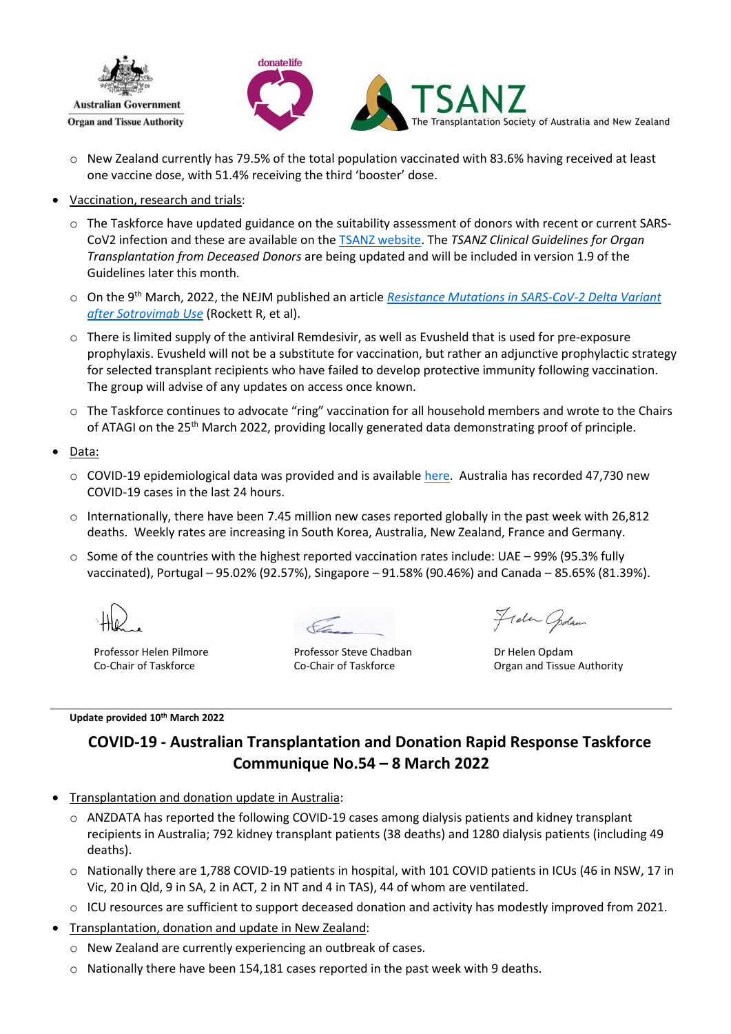- New Zealand currently has 79.5% of the total population vaccinated with 83.6% having received at least one vaccine dose, with 51.4% receiving the third 'booster' dose.

- Vaccination, research and trials:
  - The Taskforce have updated guidance on the suitability assessment of donors with recent or current SARS-CoV2 infection and these are available on the TSANZ website. The *TSANZ Clinical Guidelines for Organ Transplantation from Deceased Donors* are being updated and will be included in version 1.9 of the Guidelines later this month.
  - On the 9th March, 2022, the NEJM published an article *Resistance Mutations in SARS-CoV-2 Delta Variant after Sotrovimab Use* (Rockett R, et al).
  - There is limited supply of the antiviral Remdesivir, as well as Evusheld that is used for pre-exposure prophylaxis. Evusheld will not be a substitute for vaccination, but rather an adjunctive prophylactic strategy for selected transplant recipients who have failed to develop protective immunity following vaccination. The group will advise of any updates on access once known.
  - The Taskforce continues to advocate "ring" vaccination for all household members and wrote to the Chairs of ATAGI on the 25th March 2022, providing locally generated data demonstrating proof of principle.

- Data:
  - COVID-19 epidemiological data was provided and is available here. Australia has recorded 47,730 new COVID-19 cases in the last 24 hours.
  - Internationally, there have been 7.45 million new cases reported globally in the past week with 26,812 deaths. Weekly rates are increasing in South Korea, Australia, New Zealand, France and Germany.
  - Some of the countries with the highest reported vaccination rates include: UAE – 99% (95.3% fully vaccinated), Portugal – 95.02% (92.57%), Singapore – 91.58% (90.46%) and Canada – 85.65% (81.39%).

Professor Helen Pilmore
Co-Chair of Taskforce

Professor Steve Chadban
Co-Chair of Taskforce

Dr Helen Opdam
Organ and Tissue Authority

---

**Update provided 10th March 2022**

## COVID-19 - Australian Transplantation and Donation Rapid Response Taskforce Communique No.54 – 8 March 2022

- Transplantation and donation update in Australia:
  - ANZDATA has reported the following COVID-19 cases among dialysis patients and kidney transplant recipients in Australia; 792 kidney transplant patients (38 deaths) and 1280 dialysis patients (including 49 deaths).
  - Nationally there are 1,788 COVID-19 patients in hospital, with 101 COVID patients in ICUs (46 in NSW, 17 in Vic, 20 in Qld, 9 in SA, 2 in ACT, 2 in NT and 4 in TAS), 44 of whom are ventilated.
  - ICU resources are sufficient to support deceased donation and activity has modestly improved from 2021.
- Transplantation, donation and update in New Zealand:
  - New Zealand are currently experiencing an outbreak of cases.
  - Nationally there have been 154,181 cases reported in the past week with 9 deaths.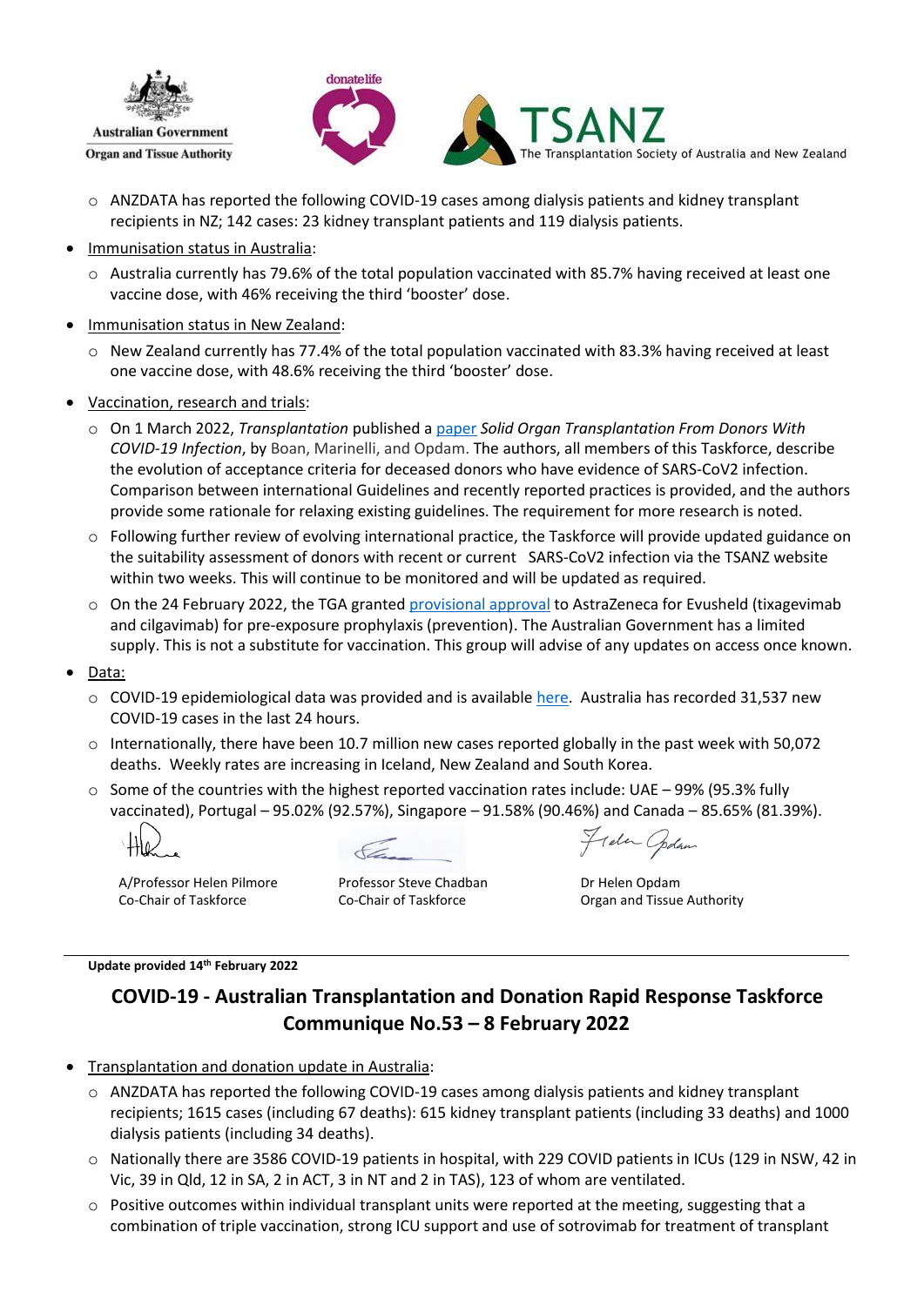- ANZDATA has reported the following COVID-19 cases among dialysis patients and kidney transplant recipients in NZ; 142 cases: 23 kidney transplant patients and 119 dialysis patients.

- Immunisation status in Australia:
  - Australia currently has 79.6% of the total population vaccinated with 85.7% having received at least one vaccine dose, with 46% receiving the third 'booster' dose.
- Immunisation status in New Zealand:
  - New Zealand currently has 77.4% of the total population vaccinated with 83.3% having received at least one vaccine dose, with 48.6% receiving the third 'booster' dose.
- Vaccination, research and trials:
  - On 1 March 2022, *Transplantation* published a paper *Solid Organ Transplantation From Donors With COVID-19 Infection*, by Boan, Marinelli, and Opdam. The authors, all members of this Taskforce, describe the evolution of acceptance criteria for deceased donors who have evidence of SARS-CoV2 infection. Comparison between international Guidelines and recently reported practices is provided, and the authors provide some rationale for relaxing existing guidelines. The requirement for more research is noted.
  - Following further review of evolving international practice, the Taskforce will provide updated guidance on the suitability assessment of donors with recent or current SARS-CoV2 infection via the TSANZ website within two weeks. This will continue to be monitored and will be updated as required.
  - On the 24 February 2022, the TGA granted provisional approval to AstraZeneca for Evusheld (tixagevimab and cilgavimab) for pre-exposure prophylaxis (prevention). The Australian Government has a limited supply. This is not a substitute for vaccination. This group will advise of any updates on access once known.
- Data:
  - COVID-19 epidemiological data was provided and is available here. Australia has recorded 31,537 new COVID-19 cases in the last 24 hours.
  - Internationally, there have been 10.7 million new cases reported globally in the past week with 50,072 deaths. Weekly rates are increasing in Iceland, New Zealand and South Korea.
  - Some of the countries with the highest reported vaccination rates include: UAE – 99% (95.3% fully vaccinated), Portugal – 95.02% (92.57%), Singapore – 91.58% (90.46%) and Canada – 85.65% (81.39%).

| A/Professor Helen Pilmore<br>Co-Chair of Taskforce | Professor Steve Chadban<br>Co-Chair of Taskforce | Dr Helen Opdam<br>Organ and Tissue Authority |
|---|---|---|

---

**Update provided 14th February 2022**

## COVID-19 - Australian Transplantation and Donation Rapid Response Taskforce Communique No.53 – 8 February 2022

- Transplantation and donation update in Australia:
  - ANZDATA has reported the following COVID-19 cases among dialysis patients and kidney transplant recipients; 1615 cases (including 67 deaths): 615 kidney transplant patients (including 33 deaths) and 1000 dialysis patients (including 34 deaths).
  - Nationally there are 3586 COVID-19 patients in hospital, with 229 COVID patients in ICUs (129 in NSW, 42 in Vic, 39 in Qld, 12 in SA, 2 in ACT, 3 in NT and 2 in TAS), 123 of whom are ventilated.
  - Positive outcomes within individual transplant units were reported at the meeting, suggesting that a combination of triple vaccination, strong ICU support and use of sotrovimab for treatment of transplant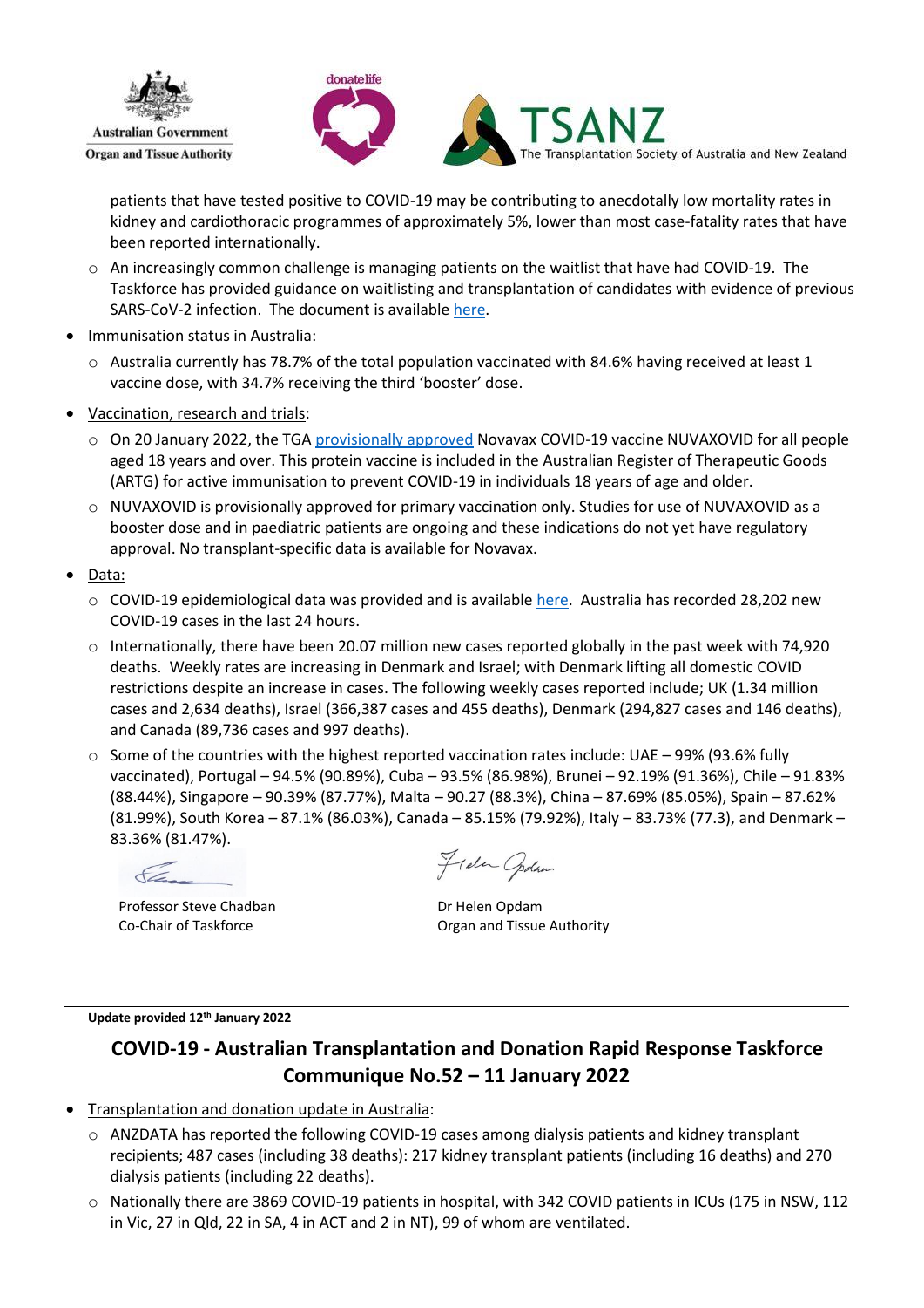patients that have tested positive to COVID-19 may be contributing to anecdotally low mortality rates in kidney and cardiothoracic programmes of approximately 5%, lower than most case-fatality rates that have been reported internationally.

  - An increasingly common challenge is managing patients on the waitlist that have had COVID-19. The Taskforce has provided guidance on waitlisting and transplantation of candidates with evidence of previous SARS-CoV-2 infection. The document is available here.

- Immunisation status in Australia:
  - Australia currently has 78.7% of the total population vaccinated with 84.6% having received at least 1 vaccine dose, with 34.7% receiving the third 'booster' dose.
- Vaccination, research and trials:
  - On 20 January 2022, the TGA provisionally approved Novavax COVID-19 vaccine NUVAXOVID for all people aged 18 years and over. This protein vaccine is included in the Australian Register of Therapeutic Goods (ARTG) for active immunisation to prevent COVID-19 in individuals 18 years of age and older.
  - NUVAXOVID is provisionally approved for primary vaccination only. Studies for use of NUVAXOVID as a booster dose and in paediatric patients are ongoing and these indications do not yet have regulatory approval. No transplant-specific data is available for Novavax.
- Data:
  - COVID-19 epidemiological data was provided and is available here. Australia has recorded 28,202 new COVID-19 cases in the last 24 hours.
  - Internationally, there have been 20.07 million new cases reported globally in the past week with 74,920 deaths. Weekly rates are increasing in Denmark and Israel; with Denmark lifting all domestic COVID restrictions despite an increase in cases. The following weekly cases reported include; UK (1.34 million cases and 2,634 deaths), Israel (366,387 cases and 455 deaths), Denmark (294,827 cases and 146 deaths), and Canada (89,736 cases and 997 deaths).
  - Some of the countries with the highest reported vaccination rates include: UAE – 99% (93.6% fully vaccinated), Portugal – 94.5% (90.89%), Cuba – 93.5% (86.98%), Brunei – 92.19% (91.36%), Chile – 91.83% (88.44%), Singapore – 90.39% (87.77%), Malta – 90.27 (88.3%), China – 87.69% (85.05%), Spain – 87.62% (81.99%), South Korea – 87.1% (86.03%), Canada – 85.15% (79.92%), Italy – 83.73% (77.3), and Denmark – 83.36% (81.47%).

Professor Steve Chadban
Co-Chair of Taskforce

Dr Helen Opdam
Organ and Tissue Authority

---

**Update provided 12th January 2022**

## COVID-19 - Australian Transplantation and Donation Rapid Response Taskforce Communique No.52 – 11 January 2022

- Transplantation and donation update in Australia:
  - ANZDATA has reported the following COVID-19 cases among dialysis patients and kidney transplant recipients; 487 cases (including 38 deaths): 217 kidney transplant patients (including 16 deaths) and 270 dialysis patients (including 22 deaths).
  - Nationally there are 3869 COVID-19 patients in hospital, with 342 COVID patients in ICUs (175 in NSW, 112 in Vic, 27 in Qld, 22 in SA, 4 in ACT and 2 in NT), 99 of whom are ventilated.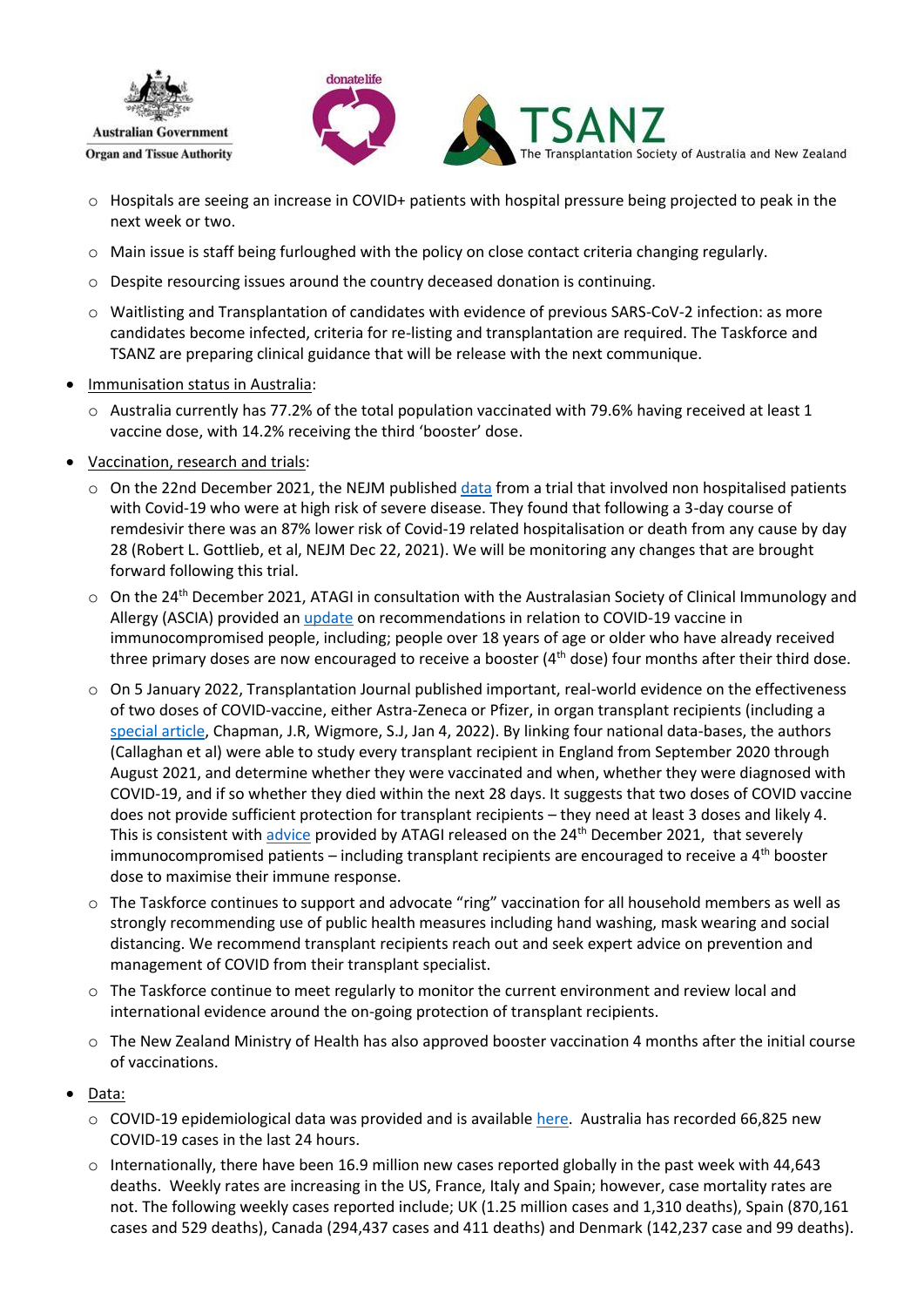- Hospitals are seeing an increase in COVID+ patients with hospital pressure being projected to peak in the next week or two.
  - Main issue is staff being furloughed with the policy on close contact criteria changing regularly.
  - Despite resourcing issues around the country deceased donation is continuing.
  - Waitlisting and Transplantation of candidates with evidence of previous SARS-CoV-2 infection: as more candidates become infected, criteria for re-listing and transplantation are required. The Taskforce and TSANZ are preparing clinical guidance that will be release with the next communique.

- Immunisation status in Australia:
  - Australia currently has 77.2% of the total population vaccinated with 79.6% having received at least 1 vaccine dose, with 14.2% receiving the third 'booster' dose.

- Vaccination, research and trials:
  - On the 22nd December 2021, the NEJM published data from a trial that involved non hospitalised patients with Covid-19 who were at high risk of severe disease. They found that following a 3-day course of remdesivir there was an 87% lower risk of Covid-19 related hospitalisation or death from any cause by day 28 (Robert L. Gottlieb, et al, NEJM Dec 22, 2021). We will be monitoring any changes that are brought forward following this trial.
  - On the 24th December 2021, ATAGI in consultation with the Australasian Society of Clinical Immunology and Allergy (ASCIA) provided an update on recommendations in relation to COVID-19 vaccine in immunocompromised people, including; people over 18 years of age or older who have already received three primary doses are now encouraged to receive a booster (4th dose) four months after their third dose.
  - On 5 January 2022, Transplantation Journal published important, real-world evidence on the effectiveness of two doses of COVID-vaccine, either Astra-Zeneca or Pfizer, in organ transplant recipients (including a special article, Chapman, J.R, Wigmore, S.J, Jan 4, 2022). By linking four national data-bases, the authors (Callaghan et al) were able to study every transplant recipient in England from September 2020 through August 2021, and determine whether they were vaccinated and when, whether they were diagnosed with COVID-19, and if so whether they died within the next 28 days. It suggests that two doses of COVID vaccine does not provide sufficient protection for transplant recipients – they need at least 3 doses and likely 4. This is consistent with advice provided by ATAGI released on the 24th December 2021, that severely immunocompromised patients – including transplant recipients are encouraged to receive a 4th booster dose to maximise their immune response.
  - The Taskforce continues to support and advocate "ring" vaccination for all household members as well as strongly recommending use of public health measures including hand washing, mask wearing and social distancing. We recommend transplant recipients reach out and seek expert advice on prevention and management of COVID from their transplant specialist.
  - The Taskforce continue to meet regularly to monitor the current environment and review local and international evidence around the on-going protection of transplant recipients.
  - The New Zealand Ministry of Health has also approved booster vaccination 4 months after the initial course of vaccinations.

- Data:
  - COVID-19 epidemiological data was provided and is available here. Australia has recorded 66,825 new COVID-19 cases in the last 24 hours.
  - Internationally, there have been 16.9 million new cases reported globally in the past week with 44,643 deaths. Weekly rates are increasing in the US, France, Italy and Spain; however, case mortality rates are not. The following weekly cases reported include; UK (1.25 million cases and 1,310 deaths), Spain (870,161 cases and 529 deaths), Canada (294,437 cases and 411 deaths) and Denmark (142,237 case and 99 deaths).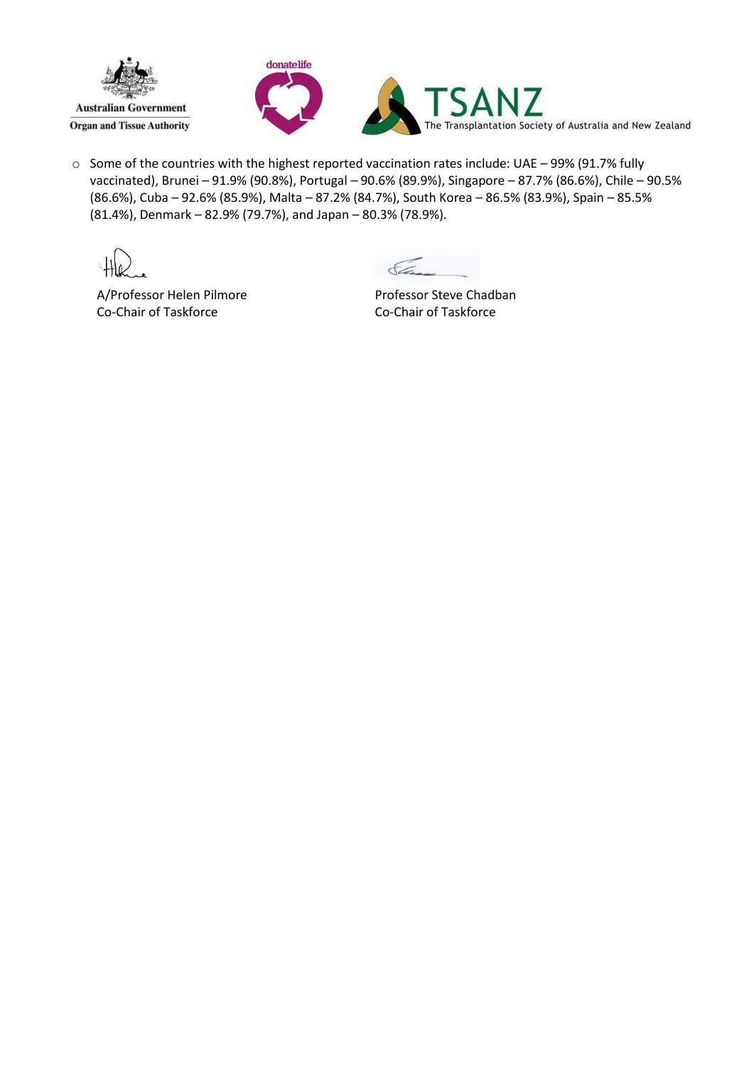- Some of the countries with the highest reported vaccination rates include: UAE – 99% (91.7% fully vaccinated), Brunei – 91.9% (90.8%), Portugal – 90.6% (89.9%), Singapore – 87.7% (86.6%), Chile – 90.5% (86.6%), Cuba – 92.6% (85.9%), Malta – 87.2% (84.7%), South Korea – 86.5% (83.9%), Spain – 85.5% (81.4%), Denmark – 82.9% (79.7%), and Japan – 80.3% (78.9%).

A/Professor Helen Pilmore
Co-Chair of Taskforce

Professor Steve Chadban
Co-Chair of Taskforce